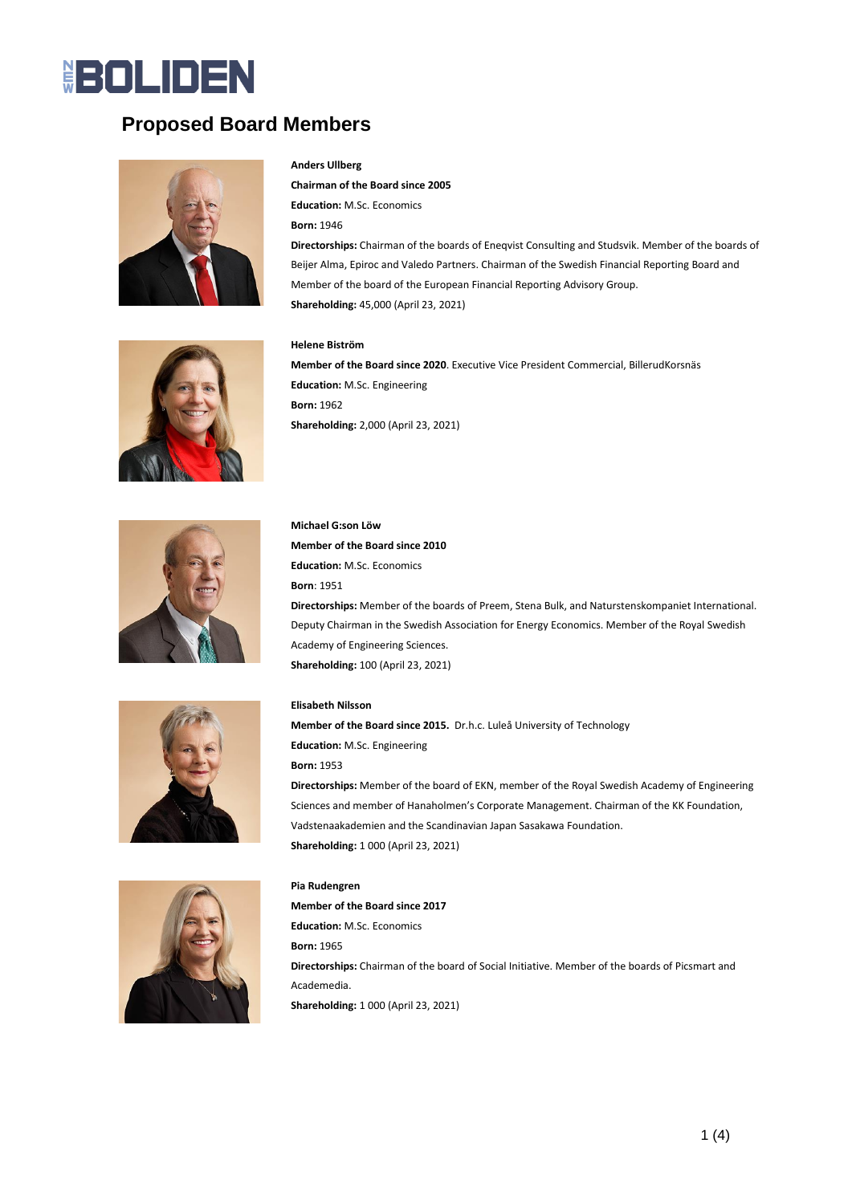# Proposed Board Members

**Anders Ullberg**

**Chairman of the Board since 2005**

**Education:** M.Sc. Economics

**Born:** 1946

**Directorships:** Chairman of the boards of Eneqvist Consulting and Studsvik. Member of the boards of Beijer Alma, Epiroc and Valedo Partners. Chairman of the Swedish Financial Reporting Board and Member of the board of the European Financial Reporting Advisory Group.

**Shareholding:** 45,000 (April 23, 2021)

**Helene Biström**

**Member of the Board since 2020**. Executive Vice President Commercial, BillerudKorsnäs

**Education:** M.Sc. Engineering

**Born:** 1962

**Shareholding:** 2,000 (April 23, 2021)

**Michael G:son Löw**

**Member of the Board since 2010**

**Education:** M.Sc. Economics

**Born**: 1951

**Directorships:** Member of the boards of Preem, Stena Bulk, and Naturstenskompaniet International. Deputy Chairman in the Swedish Association for Energy Economics. Member of the Royal Swedish Academy of Engineering Sciences.

**Shareholding:** 100 (April 23, 2021)

**Elisabeth Nilsson**

**Member of the Board since 2015.** Dr.h.c. Luleå University of Technology

**Education:** M.Sc. Engineering

**Born:** 1953

**Directorships:** Member of the board of EKN, member of the Royal Swedish Academy of Engineering Sciences and member of Hanaholmen's Corporate Management. Chairman of the KK Foundation, Vadstenaakademien and the Scandinavian Japan Sasakawa Foundation.

**Shareholding:** 1 000 (April 23, 2021)

**Pia Rudengren**

**Member of the Board since 2017**

**Education:** M.Sc. Economics

**Born:** 1965

**Directorships:** Chairman of the board of Social Initiative. Member of the boards of Picsmart and Academedia.

**Shareholding:** 1 000 (April 23, 2021)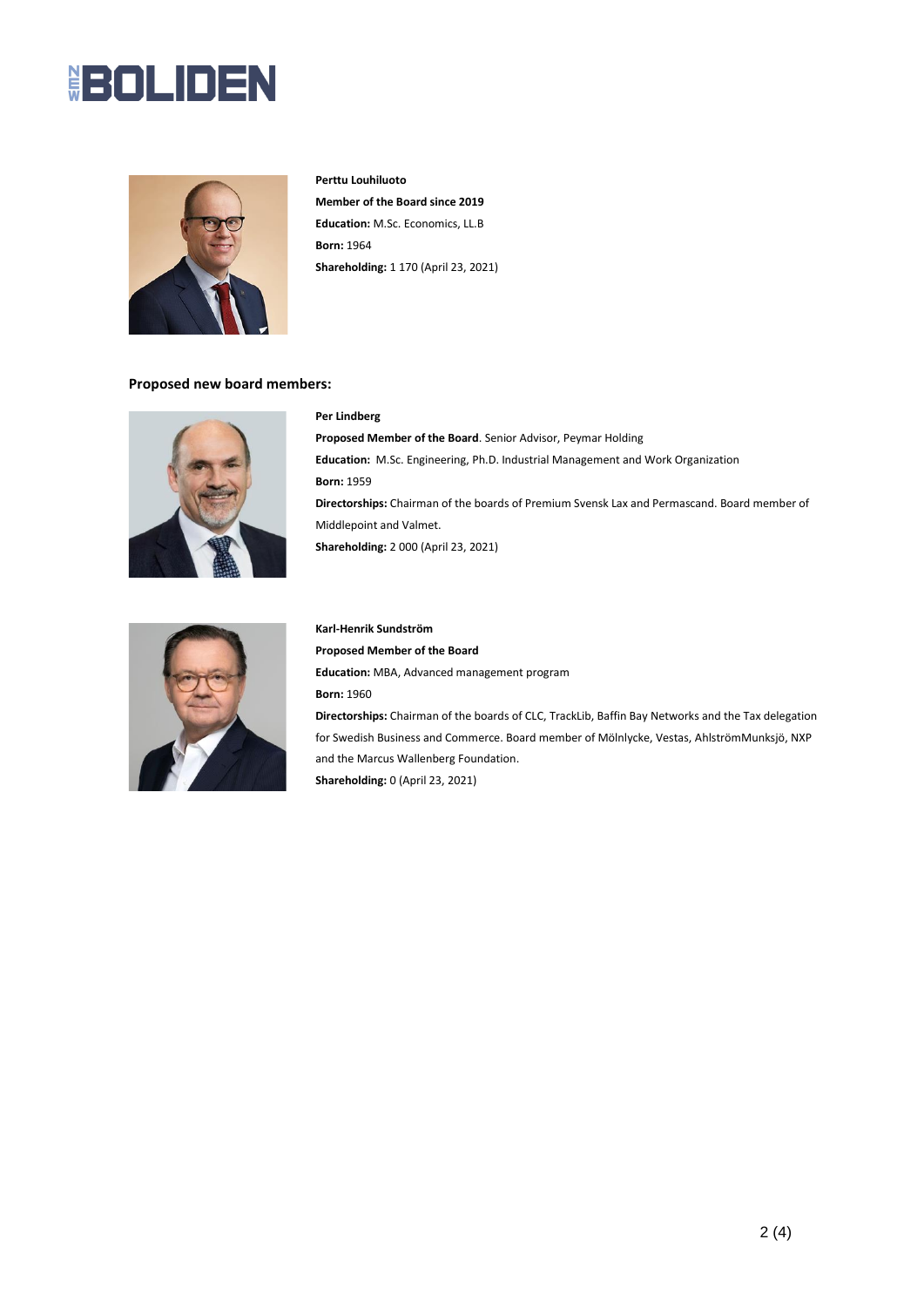**Perttu Louhiluoto**

**Member of the Board since 2019**

**Education:** M.Sc. Economics, LL.B

**Born:** 1964

**Shareholding:** 1 170 (April 23, 2021)

### Proposed new board members:

**Per Lindberg**

**Proposed Member of the Board**. Senior Advisor, Peymar Holding

**Education:** M.Sc. Engineering, Ph.D. Industrial Management and Work Organization

**Born:** 1959

**Directorships:** Chairman of the boards of Premium Svensk Lax and Permascand. Board member of Middlepoint and Valmet.

**Shareholding:** 2 000 (April 23, 2021)

**Karl-Henrik Sundström**

**Proposed Member of the Board**

**Education:** MBA, Advanced management program

**Born:** 1960

**Directorships:** Chairman of the boards of CLC, TrackLib, Baffin Bay Networks and the Tax delegation for Swedish Business and Commerce. Board member of Mölnlycke, Vestas, AhlströmMunksjö, NXP and the Marcus Wallenberg Foundation.

**Shareholding:** 0 (April 23, 2021)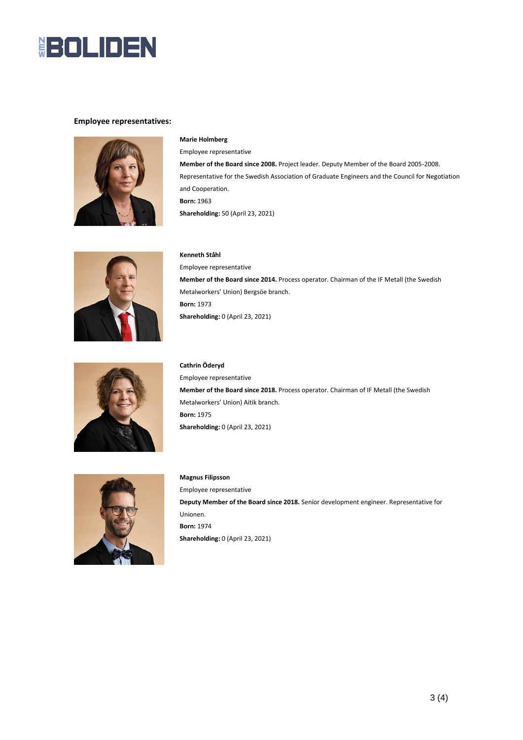## Employee representatives:

**Marie Holmberg**

Employee representative

**Member of the Board since 2008.** Project leader. Deputy Member of the Board 2005-2008. Representative for the Swedish Association of Graduate Engineers and the Council for Negotiation and Cooperation.

**Born:** 1963

**Shareholding:** 50 (April 23, 2021)

**Kenneth Ståhl**

Employee representative

**Member of the Board since 2014.** Process operator. Chairman of the IF Metall (the Swedish Metalworkers' Union) Bergsöe branch.

**Born:** 1973

**Shareholding:** 0 (April 23, 2021)

**Cathrin Öderyd**

Employee representative

**Member of the Board since 2018.** Process operator. Chairman of IF Metall (the Swedish Metalworkers' Union) Aitik branch.

**Born:** 1975

**Shareholding:** 0 (April 23, 2021)

**Magnus Filipsson**

Employee representative

**Deputy Member of the Board since 2018.** Senior development engineer. Representative for Unionen.

**Born:** 1974

**Shareholding:** 0 (April 23, 2021)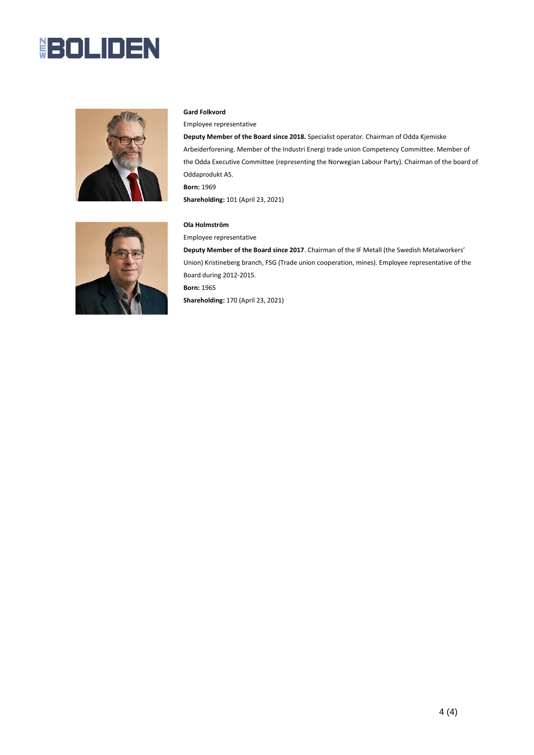**Gard Folkvord**

Employee representative

**Deputy Member of the Board since 2018.** Specialist operator. Chairman of Odda Kjemiske Arbeiderforening. Member of the Industri Energi trade union Competency Committee. Member of the Odda Executive Committee (representing the Norwegian Labour Party). Chairman of the board of Oddaprodukt AS.

**Born:** 1969

**Shareholding:** 101 (April 23, 2021)

**Ola Holmström**

Employee representative

**Deputy Member of the Board since 2017**. Chairman of the IF Metall (the Swedish Metalworkers' Union) Kristineberg branch, FSG (Trade union cooperation, mines). Employee representative of the Board during 2012-2015.

**Born:** 1965

**Shareholding:** 170 (April 23, 2021)